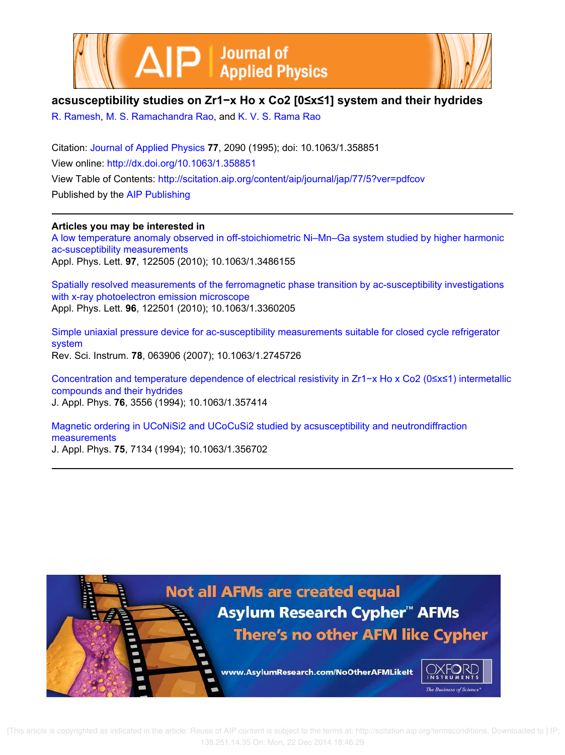# acsusceptibility studies on $Zr_{1-x}Ho_xCo_2$ [$0\leq x\leq 1$] system and their hydrides

R. Ramesh, M. S. Ramachandra Rao, and K. V. S. Rama Rao

Citation: Journal of Applied Physics **77**, 2090 (1995); doi: 10.1063/1.358851

View online: http://dx.doi.org/10.1063/1.358851

View Table of Contents: http://scitation.aip.org/content/aip/journal/jap/77/5?ver=pdfcov

Published by the AIP Publishing

## Articles you may be interested in

A low temperature anomaly observed in off-stoichiometric Ni–Mn–Ga system studied by higher harmonic ac-susceptibility measurements
Appl. Phys. Lett. **97**, 122505 (2010); 10.1063/1.3486155

Spatially resolved measurements of the ferromagnetic phase transition by ac-susceptibility investigations with x-ray photoelectron emission microscope
Appl. Phys. Lett. **96**, 122501 (2010); 10.1063/1.3360205

Simple uniaxial pressure device for ac-susceptibility measurements suitable for closed cycle refrigerator system
Rev. Sci. Instrum. **78**, 063906 (2007); 10.1063/1.2745726

Concentration and temperature dependence of electrical resistivity in $Zr_{1-x}Ho_xCo_2$ ($0\leq x\leq 1$) intermetallic compounds and their hydrides
J. Appl. Phys. **76**, 3556 (1994); 10.1063/1.357414

Magnetic ordering in $UCoNiSi_2$ and $UCoCuSi_2$ studied by acsusceptibility and neutrondiffraction measurements
J. Appl. Phys. **75**, 7134 (1994); 10.1063/1.356702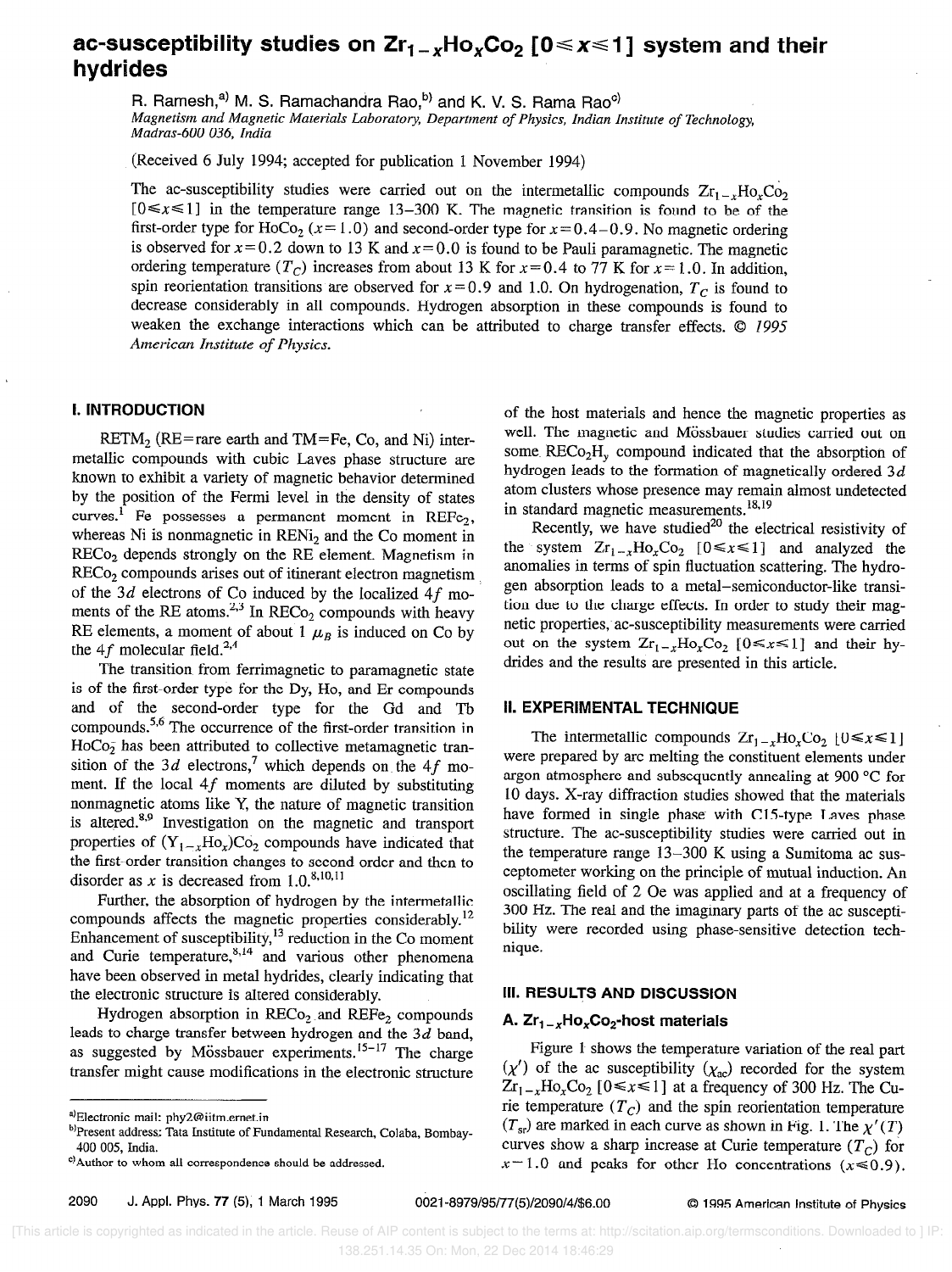# ac-susceptibility studies on $Zr_{1-x}Ho_xCo_2$ [$0 \leq x \leq 1$] system and their hydrides

R. Ramesh,[a] M. S. Ramachandra Rao,[b] and K. V. S. Rama Rao[c]

*Magnetism and Magnetic Materials Laboratory, Department of Physics, Indian Institute of Technology, Madras-600 036, India*

(Received 6 July 1994; accepted for publication 1 November 1994)

The ac-susceptibility studies were carried out on the intermetallic compounds $Zr_{1-x}Ho_xCo_2$ [$0 \leq x \leq 1$] in the temperature range 13–300 K. The magnetic transition is found to be of the first-order type for $HoCo_2$ ($x = 1.0$) and second-order type for $x = 0.4 - 0.9$. No magnetic ordering is observed for $x = 0.2$ down to 13 K and $x = 0.0$ is found to be Pauli paramagnetic. The magnetic ordering temperature ($T_C$) increases from about 13 K for $x = 0.4$ to 77 K for $x = 1.0$. In addition, spin reorientation transitions are observed for $x = 0.9$ and 1.0. On hydrogenation, $T_C$ is found to decrease considerably in all compounds. Hydrogen absorption in these compounds is found to weaken the exchange interactions which can be attributed to charge transfer effects. © *1995 American Institute of Physics.*

## I. INTRODUCTION

$RETM_2$ (RE=rare earth and TM=Fe, Co, and Ni) intermetallic compounds with cubic Laves phase structure are known to exhibit a variety of magnetic behavior determined by the position of the Fermi level in the density of states curves.[1] Fe possesses a permanent moment in $REFe_2$, whereas Ni is nonmagnetic in $RENi_2$ and the Co moment in $RECo_2$ depends strongly on the RE element. Magnetism in $RECo_2$ compounds arises out of itinerant electron magnetism of the $3d$ electrons of Co induced by the localized $4f$ moments of the RE atoms.[2,3] In $RECo_2$ compounds with heavy RE elements, a moment of about 1 $\mu_B$ is induced on Co by the $4f$ molecular field.[2,4]

The transition from ferrimagnetic to paramagnetic state is of the first-order type for the Dy, Ho, and Er compounds and of the second-order type for the Gd and Tb compounds.[5,6] The occurrence of the first-order transition in $HoCo_2$ has been attributed to collective metamagnetic transition of the $3d$ electrons,[7] which depends on the $4f$ moment. If the local $4f$ moments are diluted by substituting nonmagnetic atoms like Y, the nature of magnetic transition is altered.[8,9] Investigation on the magnetic and transport properties of $(Y_{1-x}Ho_x)Co_2$ compounds have indicated that the first-order transition changes to second order and then to disorder as $x$ is decreased from 1.0.[8,10,11]

Further, the absorption of hydrogen by the intermetallic compounds affects the magnetic properties considerably.[12] Enhancement of susceptibility,[13] reduction in the Co moment and Curie temperature,[8,14] and various other phenomena have been observed in metal hydrides, clearly indicating that the electronic structure is altered considerably.

Hydrogen absorption in $RECo_2$ and $REFe_2$ compounds leads to charge transfer between hydrogen and the $3d$ band, as suggested by Mössbauer experiments.[15–17] The charge transfer might cause modifications in the electronic structure of the host materials and hence the magnetic properties as well. The magnetic and Mössbauer studies carried out on some $RECo_2H_y$ compound indicated that the absorption of hydrogen leads to the formation of magnetically ordered $3d$ atom clusters whose presence may remain almost undetected in standard magnetic measurements.[18,19]

Recently, we have studied[20] the electrical resistivity of the system $Zr_{1-x}Ho_xCo_2$ [$0 \leq x \leq 1$] and analyzed the anomalies in terms of spin fluctuation scattering. The hydrogen absorption leads to a metal–semiconductor-like transition due to the charge effects. In order to study their magnetic properties, ac-susceptibility measurements were carried out on the system $Zr_{1-x}Ho_xCo_2$ [$0 \leq x \leq 1$] and their hydrides and the results are presented in this article.

## II. EXPERIMENTAL TECHNIQUE

The intermetallic compounds $Zr_{1-x}Ho_xCo_2$ [$0 \leq x \leq 1$] were prepared by arc melting the constituent elements under argon atmosphere and subsequently annealing at 900 °C for 10 days. X-ray diffraction studies showed that the materials have formed in single phase with C15-type Laves phase structure. The ac-susceptibility studies were carried out in the temperature range 13–300 K using a Sumitoma ac susceptometer working on the principle of mutual induction. An oscillating field of 2 Oe was applied and at a frequency of 300 Hz. The real and the imaginary parts of the ac susceptibility were recorded using phase-sensitive detection technique.

## III. RESULTS AND DISCUSSION

### A. $Zr_{1-x}Ho_xCo_2$-host materials

Figure 1 shows the temperature variation of the real part ($\chi'$) of the ac susceptibility ($\chi_{ac}$) recorded for the system $Zr_{1-x}Ho_xCo_2$ [$0 \leq x \leq 1$] at a frequency of 300 Hz. The Curie temperature ($T_C$) and the spin reorientation temperature ($T_{sr}$) are marked in each curve as shown in Fig. 1. The $\chi'(T)$ curves show a sharp increase at Curie temperature ($T_C$) for $x = 1.0$ and peaks for other Ho concentrations ($x \leq 0.9$).

---

[a]Electronic mail: phy2@iitm.ernet.in

[b]Present address: Tata Institute of Fundamental Research, Colaba, Bombay-400 005, India.

[c]Author to whom all correspondence should be addressed.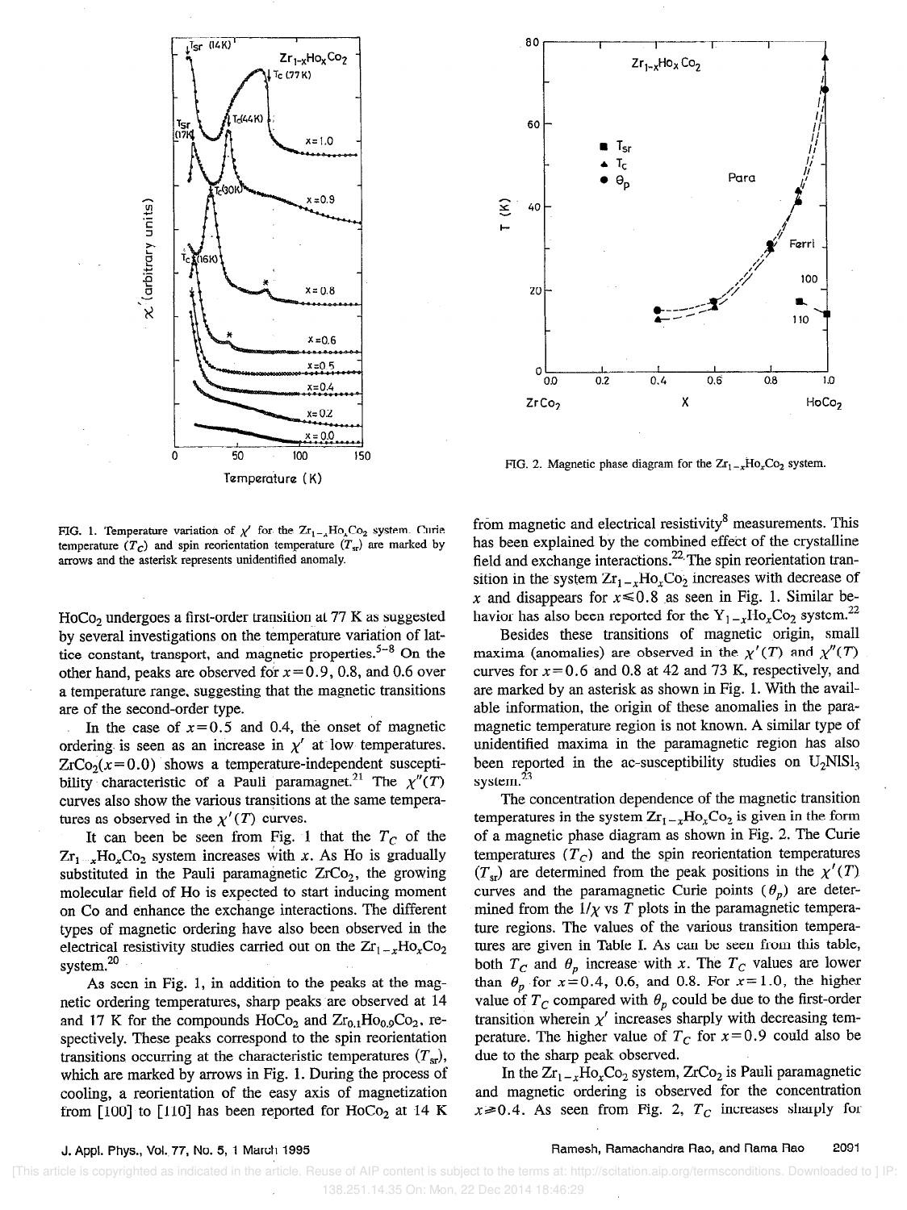FIG. 1. Temperature variation of $\chi'$ for the $Zr_{1-x}Ho_xCo_2$ system. Curie temperature ($T_C$) and spin reorientation temperature ($T_{sr}$) are marked by arrows and the asterisk represents unidentified anomaly.

FIG. 2. Magnetic phase diagram for the $Zr_{1-x}Ho_xCo_2$ system.

$HoCo_2$ undergoes a first-order transition at 77 K as suggested by several investigations on the temperature variation of lattice constant, transport, and magnetic properties.[5–8] On the other hand, peaks are observed for $x=0.9$, 0.8, and 0.6 over a temperature range, suggesting that the magnetic transitions are of the second-order type.

In the case of $x=0.5$ and 0.4, the onset of magnetic ordering is seen as an increase in $\chi'$ at low temperatures. $ZrCo_2(x=0.0)$ shows a temperature-independent susceptibility characteristic of a Pauli paramagnet.[21] The $\chi''(T)$ curves also show the various transitions at the same temperatures as observed in the $\chi'(T)$ curves.

It can been be seen from Fig. 1 that the $T_C$ of the $Zr_{1-x}Ho_xCo_2$ system increases with $x$. As Ho is gradually substituted in the Pauli paramagnetic $ZrCo_2$, the growing molecular field of Ho is expected to start inducing moment on Co and enhance the exchange interactions. The different types of magnetic ordering have also been observed in the electrical resistivity studies carried out on the $Zr_{1-x}Ho_xCo_2$ system.[20]

As seen in Fig. 1, in addition to the peaks at the magnetic ordering temperatures, sharp peaks are observed at 14 and 17 K for the compounds $HoCo_2$ and $Zr_{0.1}Ho_{0.9}Co_2$, respectively. These peaks correspond to the spin reorientation transitions occurring at the characteristic temperatures ($T_{sr}$), which are marked by arrows in Fig. 1. During the process of cooling, a reorientation of the easy axis of magnetization from [100] to [110] has been reported for $HoCo_2$ at 14 K from magnetic and electrical resistivity[8] measurements. This has been explained by the combined effect of the crystalline field and exchange interactions.[22] The spin reorientation transition in the system $Zr_{1-x}Ho_xCo_2$ increases with decrease of $x$ and disappears for $x \leq 0.8$ as seen in Fig. 1. Similar behavior has also been reported for the $Y_{1-x}Ho_xCo_2$ system.[22]

Besides these transitions of magnetic origin, small maxima (anomalies) are observed in the $\chi'(T)$ and $\chi''(T)$ curves for $x=0.6$ and 0.8 at 42 and 73 K, respectively, and are marked by an asterisk as shown in Fig. 1. With the available information, the origin of these anomalies in the paramagnetic temperature region is not known. A similar type of unidentified maxima in the paramagnetic region has also been reported in the ac-susceptibility studies on $U_2NiSi_3$ system.[23]

The concentration dependence of the magnetic transition temperatures in the system $Zr_{1-x}Ho_xCo_2$ is given in the form of a magnetic phase diagram as shown in Fig. 2. The Curie temperatures ($T_C$) and the spin reorientation temperatures ($T_{sr}$) are determined from the peak positions in the $\chi'(T)$ curves and the paramagnetic Curie points ($\theta_p$) are determined from the $1/\chi$ vs $T$ plots in the paramagnetic temperature regions. The values of the various transition temperatures are given in Table I. As can be seen from this table, both $T_C$ and $\theta_p$ increase with $x$. The $T_C$ values are lower than $\theta_p$ for $x=0.4$, 0.6, and 0.8. For $x=1.0$, the higher value of $T_C$ compared with $\theta_p$ could be due to the first-order transition wherein $\chi'$ increases sharply with decreasing temperature. The higher value of $T_C$ for $x=0.9$ could also be due to the sharp peak observed.

In the $Zr_{1-x}Ho_xCo_2$ system, $ZrCo_2$ is Pauli paramagnetic and magnetic ordering is observed for the concentration $x \geq 0.4$. As seen from Fig. 2, $T_C$ increases sharply for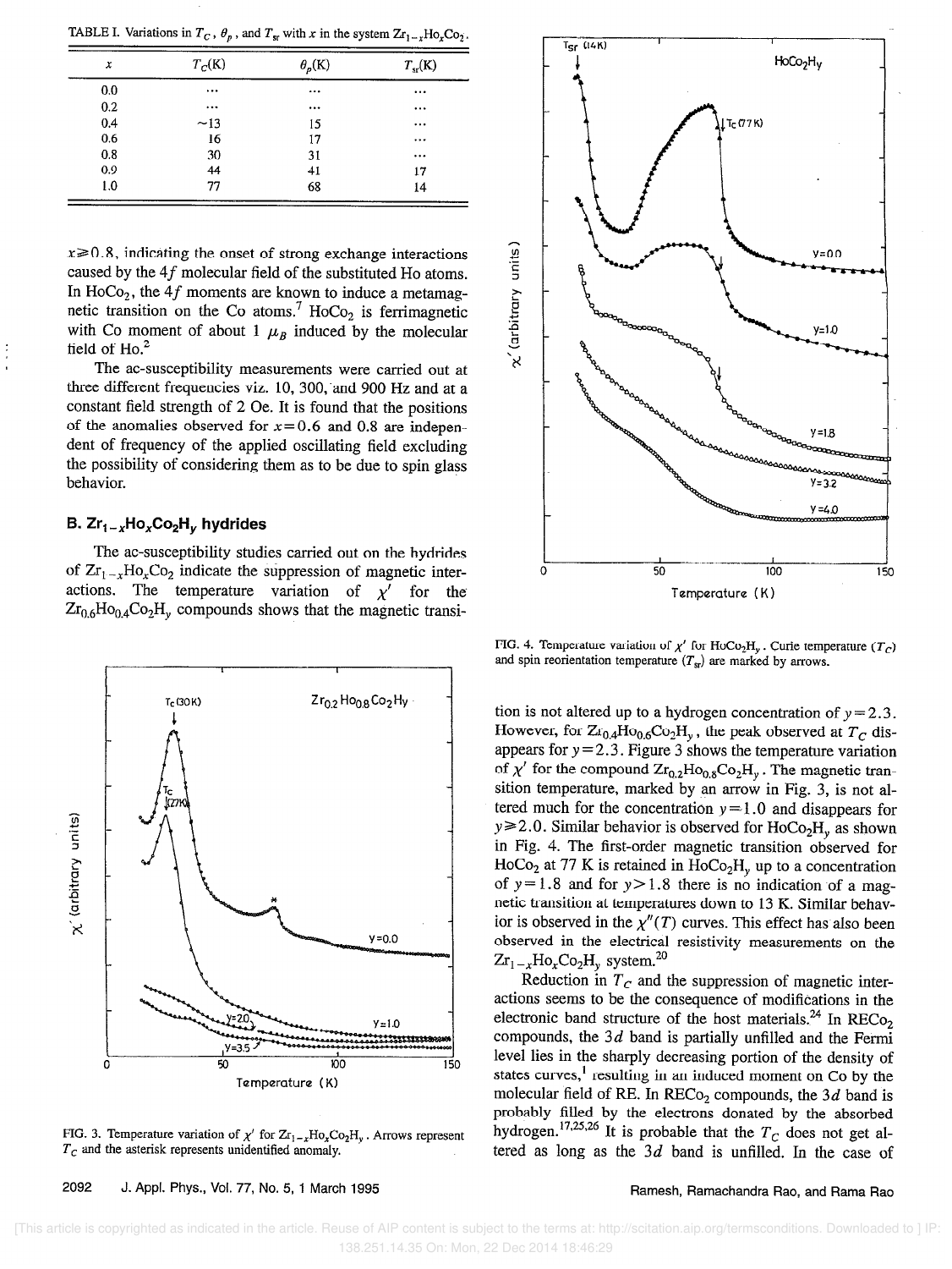TABLE I. Variations in $T_C$, $\theta_p$, and $T_{sr}$ with $x$ in the system $Zr_{1-x}Ho_xCo_2$.

| $x$ | $T_C$(K) | $\theta_p$(K) | $T_{sr}$(K) |
|---|---|---|---|
| 0.0 | ... | ... | ... |
| 0.2 | ... | ... | ... |
| 0.4 | ~13 | 15 | ... |
| 0.6 | 16 | 17 | ... |
| 0.8 | 30 | 31 | ... |
| 0.9 | 44 | 41 | 17 |
| 1.0 | 77 | 68 | 14 |

$x \geq 0.8$, indicating the onset of strong exchange interactions caused by the $4f$ molecular field of the substituted Ho atoms. In $HoCo_2$, the $4f$ moments are known to induce a metamagnetic transition on the Co atoms.[7] $HoCo_2$ is ferrimagnetic with Co moment of about 1 $\mu_B$ induced by the molecular field of Ho.[2]

The ac-susceptibility measurements were carried out at three different frequencies viz. 10, 300, and 900 Hz and at a constant field strength of 2 Oe. It is found that the positions of the anomalies observed for $x=0.6$ and 0.8 are independent of frequency of the applied oscillating field excluding the possibility of considering them as to be due to spin glass behavior.

### B. $Zr_{1-x}Ho_xCo_2H_y$ hydrides

The ac-susceptibility studies carried out on the hydrides of $Zr_{1-x}Ho_xCo_2$ indicate the suppression of magnetic interactions. The temperature variation of $\chi'$ for the $Zr_{0.6}Ho_{0.4}Co_2H_y$ compounds shows that the magnetic transition is not altered up to a hydrogen concentration of $y=2.3$. However, for $Zr_{0.4}Ho_{0.6}Co_2H_y$, the peak observed at $T_C$ disappears for $y=2.3$. Figure 3 shows the temperature variation of $\chi'$ for the compound $Zr_{0.2}Ho_{0.8}Co_2H_y$. The magnetic transition temperature, marked by an arrow in Fig. 3, is not altered much for the concentration $y=1.0$ and disappears for $y \geq 2.0$. Similar behavior is observed for $HoCo_2H_y$ as shown in Fig. 4. The first-order magnetic transition observed for $HoCo_2$ at 77 K is retained in $HoCo_2H_y$ up to a concentration of $y=1.8$ and for $y>1.8$ there is no indication of a magnetic transition at temperatures down to 13 K. Similar behavior is observed in the $\chi''(T)$ curves. This effect has also been observed in the electrical resistivity measurements on the $Zr_{1-x}Ho_xCo_2H_y$ system.[20]

FIG. 3. Temperature variation of $\chi'$ for $Zr_{1-x}Ho_xCo_2H_y$. Arrows represent $T_C$ and the asterisk represents unidentified anomaly.

FIG. 4. Temperature variation of $\chi'$ for $HoCo_2H_y$. Curie temperature ($T_C$) and spin reorientation temperature ($T_{sr}$) are marked by arrows.

Reduction in $T_C$ and the suppression of magnetic interactions seems to be the consequence of modifications in the electronic band structure of the host materials.[24] In $RECo_2$ compounds, the $3d$ band is partially unfilled and the Fermi level lies in the sharply decreasing portion of the density of states curves,[1] resulting in an induced moment on Co by the molecular field of RE. In $RECo_2$ compounds, the $3d$ band is probably filled by the electrons donated by the absorbed hydrogen.[17,25,26] It is probable that the $T_C$ does not get altered as long as the $3d$ band is unfilled. In the case of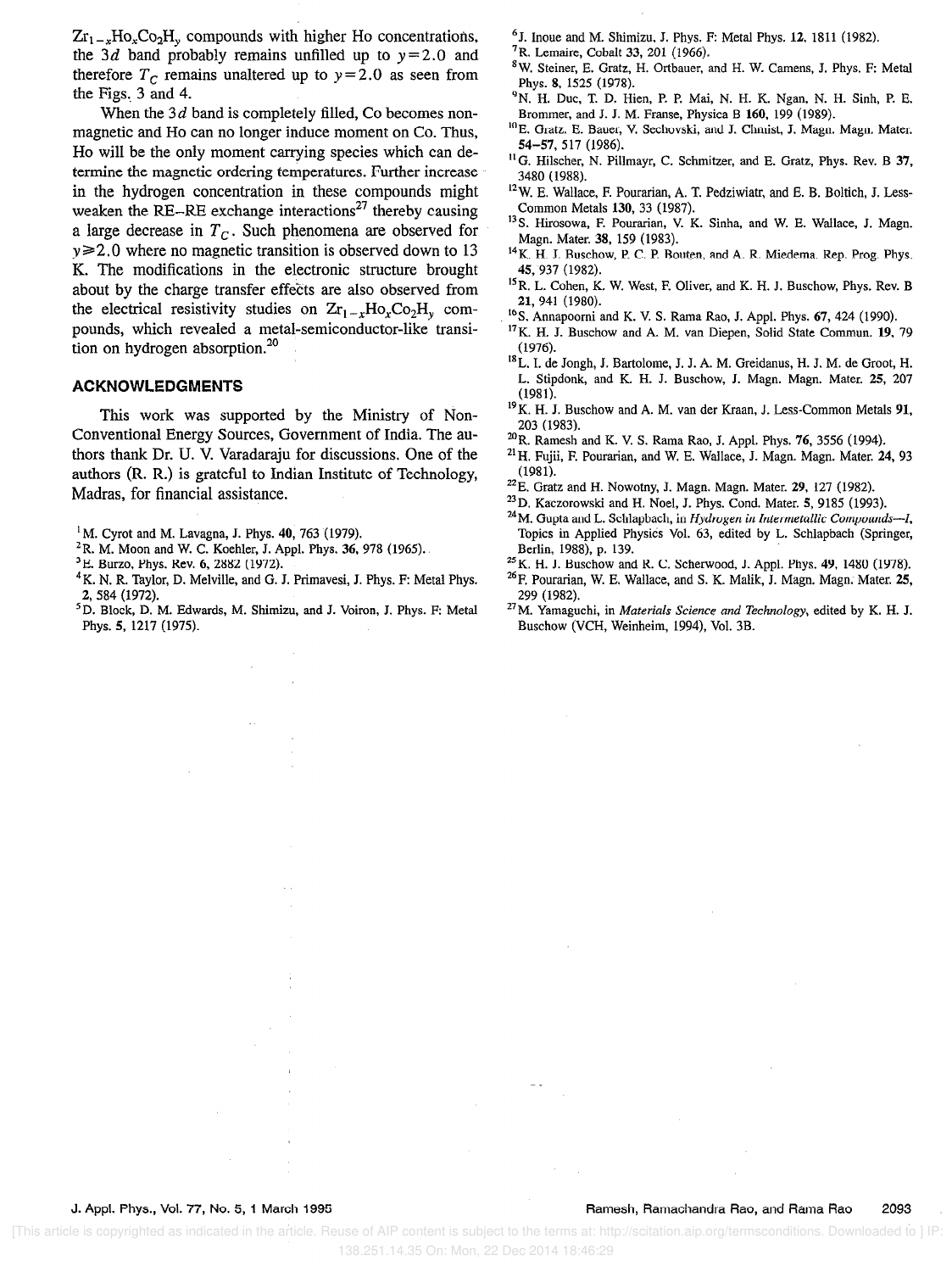$Zr_{1-x}Ho_xCo_2H_y$ compounds with higher Ho concentrations, the $3d$ band probably remains unfilled up to $y=2.0$ and therefore $T_C$ remains unaltered up to $y=2.0$ as seen from the Figs. 3 and 4.

When the $3d$ band is completely filled, Co becomes nonmagnetic and Ho can no longer induce moment on Co. Thus, Ho will be the only moment carrying species which can determine the magnetic ordering temperatures. Further increase in the hydrogen concentration in these compounds might weaken the RE–RE exchange interactions[27] thereby causing a large decrease in $T_C$. Such phenomena are observed for $y \geqslant 2.0$ where no magnetic transition is observed down to 13 K. The modifications in the electronic structure brought about by the charge transfer effects are also observed from the electrical resistivity studies on $Zr_{1-x}Ho_xCo_2H_y$ compounds, which revealed a metal-semiconductor-like transition on hydrogen absorption.[20]

## ACKNOWLEDGMENTS

This work was supported by the Ministry of Non-Conventional Energy Sources, Government of India. The authors thank Dr. U. V. Varadaraju for discussions. One of the authors (R. R.) is grateful to Indian Institute of Technology, Madras, for financial assistance.

[1] M. Cyrot and M. Lavagna, J. Phys. **40**, 763 (1979).
[2] R. M. Moon and W. C. Koehler, J. Appl. Phys. **36**, 978 (1965).
[3] E. Burzo, Phys. Rev. **6**, 2882 (1972).
[4] K. N. R. Taylor, D. Melville, and G. J. Primavesi, J. Phys. F: Metal Phys. **2**, 584 (1972).
[5] D. Block, D. M. Edwards, M. Shimizu, and J. Voiron, J. Phys. F: Metal Phys. **5**, 1217 (1975).
[6] J. Inoue and M. Shimizu, J. Phys. F: Metal Phys. **12**, 1811 (1982).
[7] R. Lemaire, Cobalt **33**, 201 (1966).
[8] W. Steiner, E. Gratz, H. Ortbauer, and H. W. Camens, J. Phys. F: Metal Phys. **8**, 1525 (1978).
[9] N. H. Duc, T. D. Hien, P. P. Mai, N. H. K. Ngan, N. H. Sinh, P. E. Brommer, and J. J. M. Franse, Physica B **160**, 199 (1989).
[10] E. Gratz, E. Bauer, V. Sechovski, and J. Christ, J. Magn. Magn. Mater. **54–57**, 517 (1986).
[11] G. Hilscher, N. Pillmayr, C. Schmitzer, and E. Gratz, Phys. Rev. B **37**, 3480 (1988).
[12] W. E. Wallace, F. Pourarian, A. T. Pedziwiatr, and E. B. Boltich, J. Less-Common Metals **130**, 33 (1987).
[13] S. Hirosowa, F. Pourarian, V. K. Sinha, and W. E. Wallace, J. Magn. Magn. Mater. **38**, 159 (1983).
[14] K. H. J. Buschow, P. C. P. Bouten, and A. R. Miedema, Rep. Prog. Phys. **45**, 937 (1982).
[15] R. L. Cohen, K. W. West, F. Oliver, and K. H. J. Buschow, Phys. Rev. B **21**, 941 (1980).
[16] S. Annapoorni and K. V. S. Rama Rao, J. Appl. Phys. **67**, 424 (1990).
[17] K. H. J. Buschow and A. M. van Diepen, Solid State Commun. **19**, 79 (1976).
[18] L. I. de Jongh, J. Bartolome, J. J. A. M. Greidanus, H. J. M. de Groot, H. L. Stipdonk, and K. H. J. Buschow, J. Magn. Magn. Mater. **25**, 207 (1981).
[19] K. H. J. Buschow and A. M. van der Kraan, J. Less-Common Metals **91**, 203 (1983).
[20] R. Ramesh and K. V. S. Rama Rao, J. Appl. Phys. **76**, 3556 (1994).
[21] H. Fujii, F. Pourarian, and W. E. Wallace, J. Magn. Magn. Mater. **24**, 93 (1981).
[22] E. Gratz and H. Nowotny, J. Magn. Magn. Mater. **29**, 127 (1982).
[23] D. Kaczorowski and H. Noel, J. Phys. Cond. Mater. **5**, 9185 (1993).
[24] M. Gupta and L. Schlapbach, in *Hydrogen in Intermetallic Compounds—I*, Topics in Applied Physics Vol. 63, edited by L. Schlapbach (Springer, Berlin, 1988), p. 139.
[25] K. H. J. Buschow and R. C. Scherwood, J. Appl. Phys. **49**, 1480 (1978).
[26] F. Pourarian, W. E. Wallace, and S. K. Malik, J. Magn. Magn. Mater. **25**, 299 (1982).
[27] M. Yamaguchi, in *Materials Science and Technology*, edited by K. H. J. Buschow (VCH, Weinheim, 1994), Vol. 3B.